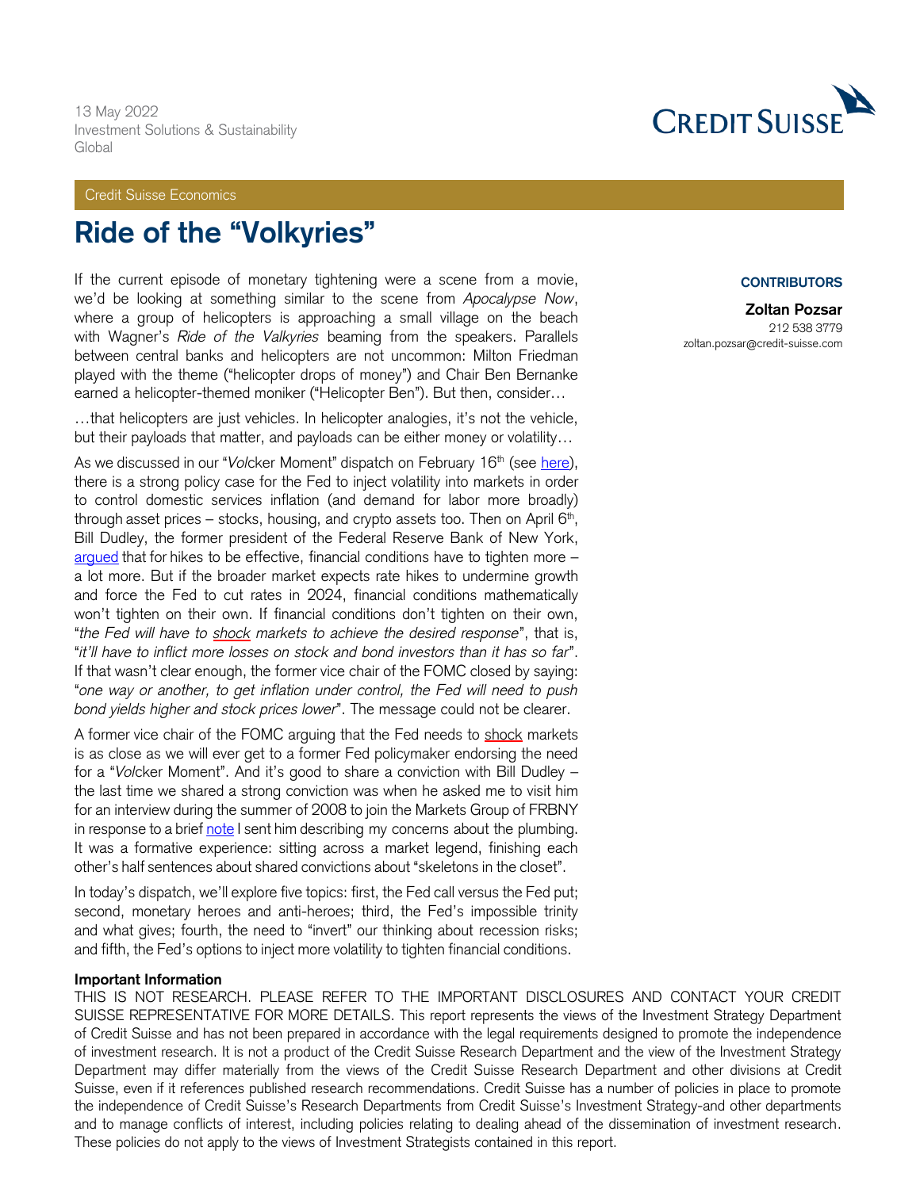13 May 2022
Investment Solutions & Sustainability
Global

Credit Suisse Economics

# Ride of the "Volkyries"

**CONTRIBUTORS**

**Zoltan Pozsar**
212 538 3779
zoltan.pozsar@credit-suisse.com

If the current episode of monetary tightening were a scene from a movie, we'd be looking at something similar to the scene from *Apocalypse Now*, where a group of helicopters is approaching a small village on the beach with Wagner's *Ride of the Valkyries* beaming from the speakers. Parallels between central banks and helicopters are not uncommon: Milton Friedman played with the theme ("helicopter drops of money") and Chair Ben Bernanke earned a helicopter-themed moniker ("Helicopter Ben"). But then, consider…

…that helicopters are just vehicles. In helicopter analogies, it's not the vehicle, but their payloads that matter, and payloads can be either money or volatility…

As we discussed in our "*Vol*cker Moment" dispatch on February 16th (see here), there is a strong policy case for the Fed to inject volatility into markets in order to control domestic services inflation (and demand for labor more broadly) through asset prices – stocks, housing, and crypto assets too. Then on April 6th, Bill Dudley, the former president of the Federal Reserve Bank of New York, argued that for hikes to be effective, financial conditions have to tighten more – a lot more. But if the broader market expects rate hikes to undermine growth and force the Fed to cut rates in 2024, financial conditions mathematically won't tighten on their own. If financial conditions don't tighten on their own, "*the Fed will have to shock markets to achieve the desired response*", that is, "*it'll have to inflict more losses on stock and bond investors than it has so far*". If that wasn't clear enough, the former vice chair of the FOMC closed by saying: "*one way or another, to get inflation under control, the Fed will need to push bond yields higher and stock prices lower*". The message could not be clearer.

A former vice chair of the FOMC arguing that the Fed needs to shock markets is as close as we will ever get to a former Fed policymaker endorsing the need for a "*Vol*cker Moment". And it's good to share a conviction with Bill Dudley – the last time we shared a strong conviction was when he asked me to visit him for an interview during the summer of 2008 to join the Markets Group of FRBNY in response to a brief note I sent him describing my concerns about the plumbing. It was a formative experience: sitting across a market legend, finishing each other's half sentences about shared convictions about "skeletons in the closet".

In today's dispatch, we'll explore five topics: first, the Fed call versus the Fed put; second, monetary heroes and anti-heroes; third, the Fed's impossible trinity and what gives; fourth, the need to "invert" our thinking about recession risks; and fifth, the Fed's options to inject more volatility to tighten financial conditions.

**Important Information**

THIS IS NOT RESEARCH. PLEASE REFER TO THE IMPORTANT DISCLOSURES AND CONTACT YOUR CREDIT SUISSE REPRESENTATIVE FOR MORE DETAILS. This report represents the views of the Investment Strategy Department of Credit Suisse and has not been prepared in accordance with the legal requirements designed to promote the independence of investment research. It is not a product of the Credit Suisse Research Department and the view of the Investment Strategy Department may differ materially from the views of the Credit Suisse Research Department and other divisions at Credit Suisse, even if it references published research recommendations. Credit Suisse has a number of policies in place to promote the independence of Credit Suisse's Research Departments from Credit Suisse's Investment Strategy-and other departments and to manage conflicts of interest, including policies relating to dealing ahead of the dissemination of investment research. These policies do not apply to the views of Investment Strategists contained in this report.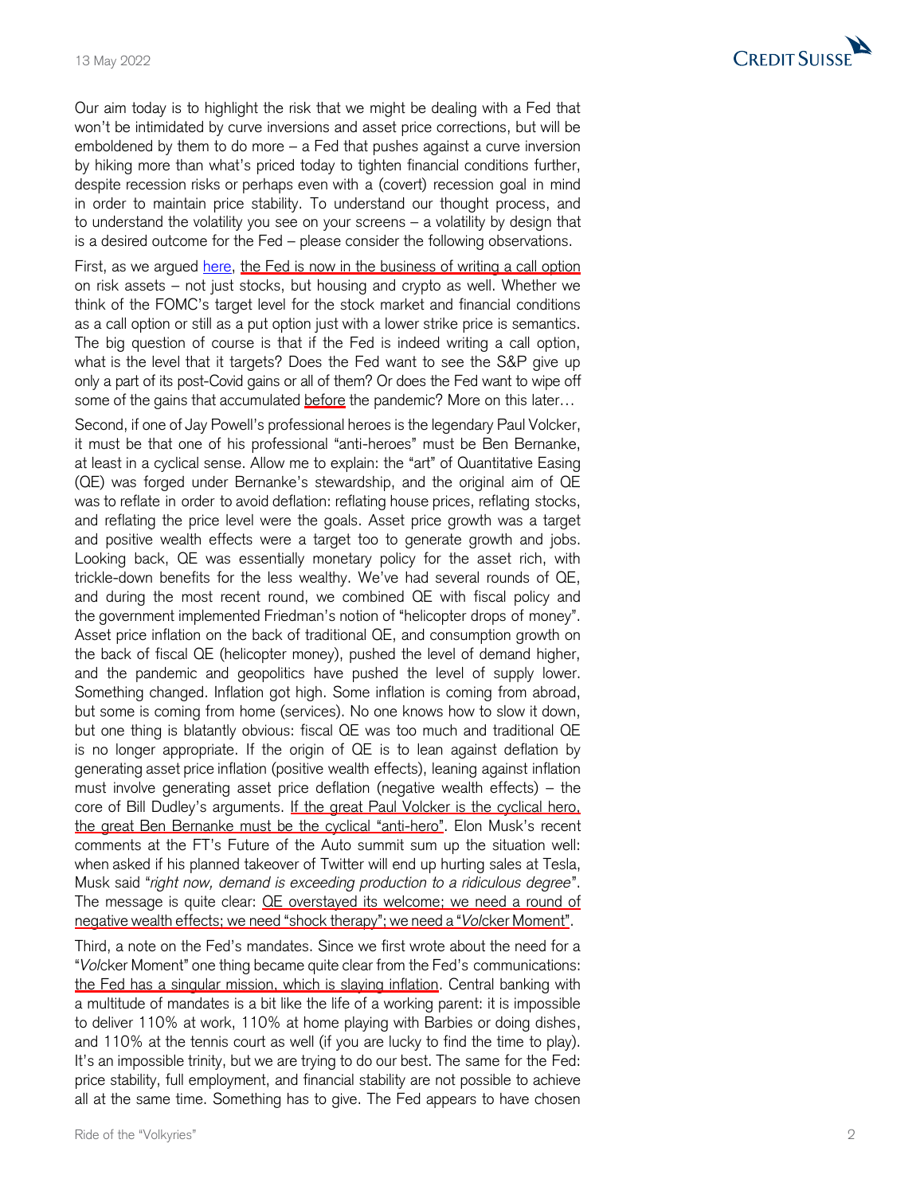Our aim today is to highlight the risk that we might be dealing with a Fed that won't be intimidated by curve inversions and asset price corrections, but will be emboldened by them to do more – a Fed that pushes against a curve inversion by hiking more than what's priced today to tighten financial conditions further, despite recession risks or perhaps even with a (covert) recession goal in mind in order to maintain price stability. To understand our thought process, and to understand the volatility you see on your screens – a volatility by design that is a desired outcome for the Fed – please consider the following observations.

First, as we argued here, the Fed is now in the business of writing a call option on risk assets – not just stocks, but housing and crypto as well. Whether we think of the FOMC's target level for the stock market and financial conditions as a call option or still as a put option just with a lower strike price is semantics. The big question of course is that if the Fed is indeed writing a call option, what is the level that it targets? Does the Fed want to see the S&P give up only a part of its post-Covid gains or all of them? Or does the Fed want to wipe off some of the gains that accumulated before the pandemic? More on this later…

Second, if one of Jay Powell's professional heroes is the legendary Paul Volcker, it must be that one of his professional "anti-heroes" must be Ben Bernanke, at least in a cyclical sense. Allow me to explain: the "art" of Quantitative Easing (QE) was forged under Bernanke's stewardship, and the original aim of QE was to reflate in order to avoid deflation: reflating house prices, reflating stocks, and reflating the price level were the goals. Asset price growth was a target and positive wealth effects were a target too to generate growth and jobs. Looking back, QE was essentially monetary policy for the asset rich, with trickle-down benefits for the less wealthy. We've had several rounds of QE, and during the most recent round, we combined QE with fiscal policy and the government implemented Friedman's notion of "helicopter drops of money". Asset price inflation on the back of traditional QE, and consumption growth on the back of fiscal QE (helicopter money), pushed the level of demand higher, and the pandemic and geopolitics have pushed the level of supply lower. Something changed. Inflation got high. Some inflation is coming from abroad, but some is coming from home (services). No one knows how to slow it down, but one thing is blatantly obvious: fiscal QE was too much and traditional QE is no longer appropriate. If the origin of QE is to lean against deflation by generating asset price inflation (positive wealth effects), leaning against inflation must involve generating asset price deflation (negative wealth effects) – the core of Bill Dudley's arguments. If the great Paul Volcker is the cyclical hero, the great Ben Bernanke must be the cyclical "anti-hero". Elon Musk's recent comments at the FT's Future of the Auto summit sum up the situation well: when asked if his planned takeover of Twitter will end up hurting sales at Tesla, Musk said "*right now, demand is exceeding production to a ridiculous degree*". The message is quite clear: QE overstayed its welcome; we need a round of negative wealth effects; we need "shock therapy"; we need a "*Vol*cker Moment".

Third, a note on the Fed's mandates. Since we first wrote about the need for a "*Vol*cker Moment" one thing became quite clear from the Fed's communications: the Fed has a singular mission, which is slaying inflation. Central banking with a multitude of mandates is a bit like the life of a working parent: it is impossible to deliver 110% at work, 110% at home playing with Barbies or doing dishes, and 110% at the tennis court as well (if you are lucky to find the time to play). It's an impossible trinity, but we are trying to do our best. The same for the Fed: price stability, full employment, and financial stability are not possible to achieve all at the same time. Something has to give. The Fed appears to have chosen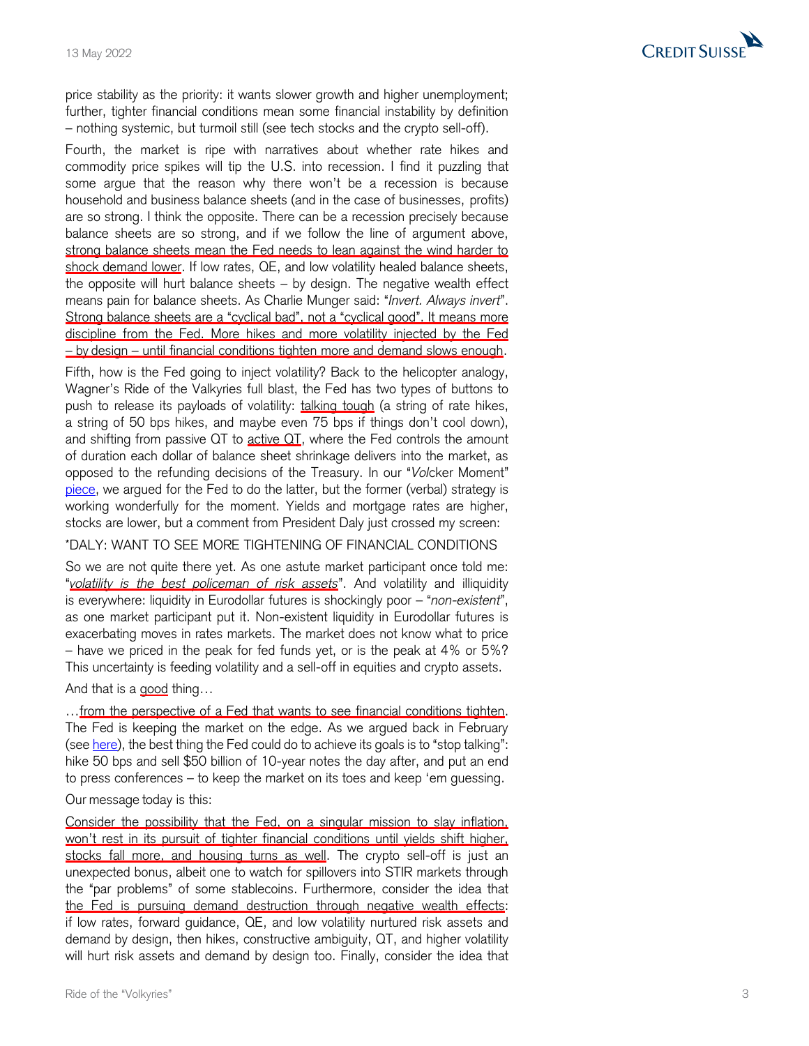price stability as the priority: it wants slower growth and higher unemployment; further, tighter financial conditions mean some financial instability by definition – nothing systemic, but turmoil still (see tech stocks and the crypto sell-off).

Fourth, the market is ripe with narratives about whether rate hikes and commodity price spikes will tip the U.S. into recession. I find it puzzling that some argue that the reason why there won't be a recession is because household and business balance sheets (and in the case of businesses, profits) are so strong. I think the opposite. There can be a recession precisely because balance sheets are so strong, and if we follow the line of argument above, strong balance sheets mean the Fed needs to lean against the wind harder to shock demand lower. If low rates, QE, and low volatility healed balance sheets, the opposite will hurt balance sheets – by design. The negative wealth effect means pain for balance sheets. As Charlie Munger said: "*Invert. Always invert*". Strong balance sheets are a "cyclical bad", not a "cyclical good". It means more discipline from the Fed. More hikes and more volatility injected by the Fed – by design – until financial conditions tighten more and demand slows enough.

Fifth, how is the Fed going to inject volatility? Back to the helicopter analogy, Wagner's Ride of the Valkyries full blast, the Fed has two types of buttons to push to release its payloads of volatility: talking tough (a string of rate hikes, a string of 50 bps hikes, and maybe even 75 bps if things don't cool down), and shifting from passive QT to active QT, where the Fed controls the amount of duration each dollar of balance sheet shrinkage delivers into the market, as opposed to the refunding decisions of the Treasury. In our "*Vol*cker Moment" piece, we argued for the Fed to do the latter, but the former (verbal) strategy is working wonderfully for the moment. Yields and mortgage rates are higher, stocks are lower, but a comment from President Daly just crossed my screen:

*DALY: WANT TO SEE MORE TIGHTENING OF FINANCIAL CONDITIONS

So we are not quite there yet. As one astute market participant once told me: "*volatility is the best policeman of risk assets*". And volatility and illiquidity is everywhere: liquidity in Eurodollar futures is shockingly poor – "*non-existent*", as one market participant put it. Non-existent liquidity in Eurodollar futures is exacerbating moves in rates markets. The market does not know what to price – have we priced in the peak for fed funds yet, or is the peak at 4% or 5%? This uncertainty is feeding volatility and a sell-off in equities and crypto assets.

And that is a good thing…

…from the perspective of a Fed that wants to see financial conditions tighten. The Fed is keeping the market on the edge. As we argued back in February (see here), the best thing the Fed could do to achieve its goals is to "stop talking": hike 50 bps and sell $50 billion of 10-year notes the day after, and put an end to press conferences – to keep the market on its toes and keep 'em guessing.

Our message today is this:

Consider the possibility that the Fed, on a singular mission to slay inflation, won't rest in its pursuit of tighter financial conditions until yields shift higher, stocks fall more, and housing turns as well. The crypto sell-off is just an unexpected bonus, albeit one to watch for spillovers into STIR markets through the "par problems" of some stablecoins. Furthermore, consider the idea that the Fed is pursuing demand destruction through negative wealth effects: if low rates, forward guidance, QE, and low volatility nurtured risk assets and demand by design, then hikes, constructive ambiguity, QT, and higher volatility will hurt risk assets and demand by design too. Finally, consider the idea that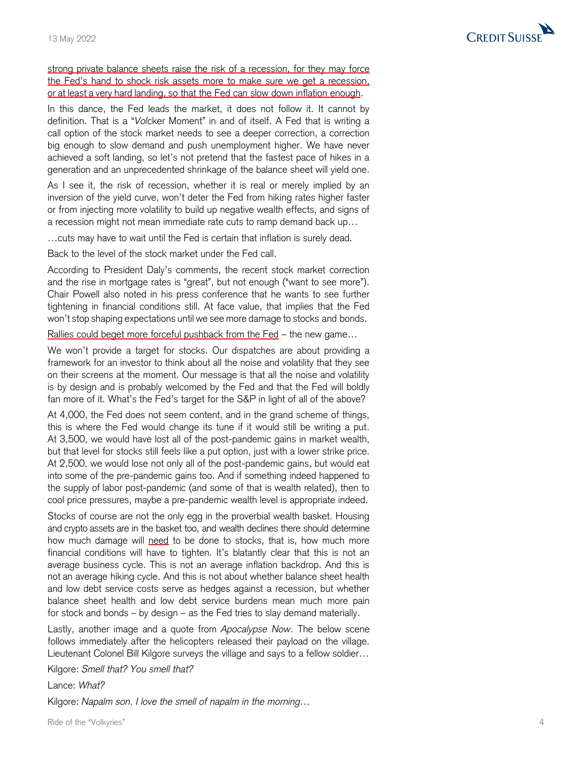strong private balance sheets raise the risk of a recession, for they may force the Fed's hand to shock risk assets more to make sure we get a recession, or at least a very hard landing, so that the Fed can slow down inflation enough.

In this dance, the Fed leads the market, it does not follow it. It cannot by definition. That is a "*Vol*cker Moment" in and of itself. A Fed that is writing a call option of the stock market needs to see a deeper correction, a correction big enough to slow demand and push unemployment higher. We have never achieved a soft landing, so let's not pretend that the fastest pace of hikes in a generation and an unprecedented shrinkage of the balance sheet will yield one.

As I see it, the risk of recession, whether it is real or merely implied by an inversion of the yield curve, won't deter the Fed from hiking rates higher faster or from injecting more volatility to build up negative wealth effects, and signs of a recession might not mean immediate rate cuts to ramp demand back up…

…cuts may have to wait until the Fed is certain that inflation is surely dead.

Back to the level of the stock market under the Fed call.

According to President Daly's comments, the recent stock market correction and the rise in mortgage rates is "great", but not enough ("want to see more"). Chair Powell also noted in his press conference that he wants to see further tightening in financial conditions still. At face value, that implies that the Fed won't stop shaping expectations until we see more damage to stocks and bonds.

Rallies could beget more forceful pushback from the Fed – the new game…

We won't provide a target for stocks. Our dispatches are about providing a framework for an investor to think about all the noise and volatility that they see on their screens at the moment. Our message is that all the noise and volatility is by design and is probably welcomed by the Fed and that the Fed will boldly fan more of it. What's the Fed's target for the S&P in light of all of the above?

At 4,000, the Fed does not seem content, and in the grand scheme of things, this is where the Fed would change its tune if it would still be writing a put. At 3,500, we would have lost all of the post-pandemic gains in market wealth, but that level for stocks still feels like a put option, just with a lower strike price. At 2,500, we would lose not only all of the post-pandemic gains, but would eat into some of the pre-pandemic gains too. And if something indeed happened to the supply of labor post-pandemic (and some of that is wealth related), then to cool price pressures, maybe a pre-pandemic wealth level is appropriate indeed.

Stocks of course are not the only egg in the proverbial wealth basket. Housing and crypto assets are in the basket too, and wealth declines there should determine how much damage will need to be done to stocks, that is, how much more financial conditions will have to tighten. It's blatantly clear that this is not an average business cycle. This is not an average inflation backdrop. And this is not an average hiking cycle. And this is not about whether balance sheet health and low debt service costs serve as hedges against a recession, but whether balance sheet health and low debt service burdens mean much more pain for stock and bonds – by design – as the Fed tries to slay demand materially.

Lastly, another image and a quote from *Apocalypse Now*. The below scene follows immediately after the helicopters released their payload on the village. Lieutenant Colonel Bill Kilgore surveys the village and says to a fellow soldier…

Kilgore: *Smell that? You smell that?*

Lance: *What?*

Kilgore: *Napalm son. I love the smell of napalm in the morning…*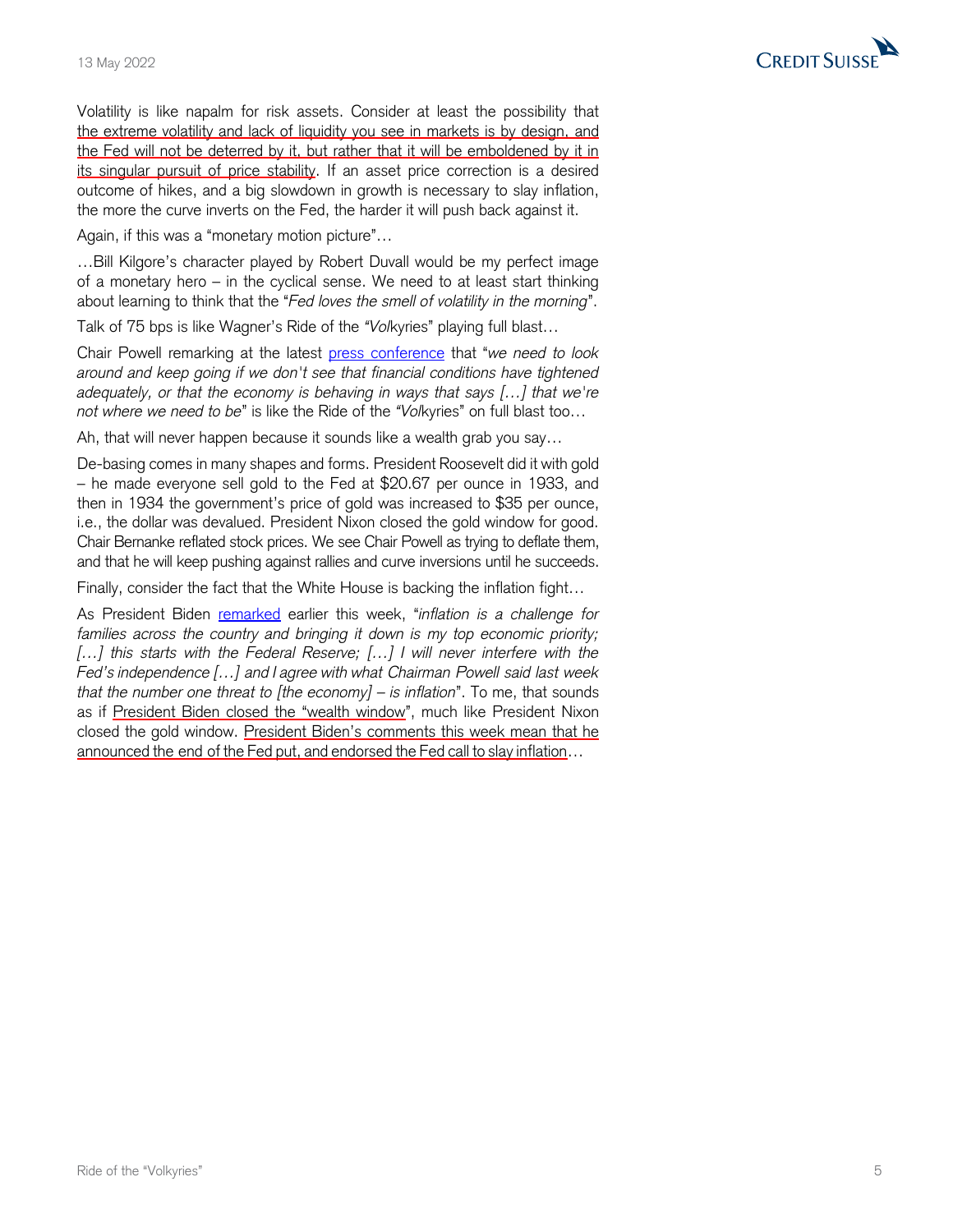Volatility is like napalm for risk assets. Consider at least the possibility that the extreme volatility and lack of liquidity you see in markets is by design, and the Fed will not be deterred by it, but rather that it will be emboldened by it in its singular pursuit of price stability. If an asset price correction is a desired outcome of hikes, and a big slowdown in growth is necessary to slay inflation, the more the curve inverts on the Fed, the harder it will push back against it.

Again, if this was a "monetary motion picture"…

…Bill Kilgore's character played by Robert Duvall would be my perfect image of a monetary hero – in the cyclical sense. We need to at least start thinking about learning to think that the "*Fed loves the smell of volatility in the morning*".

Talk of 75 bps is like Wagner's Ride of the *"Vol*kyries" playing full blast…

Chair Powell remarking at the latest [press conference](#) that "*we need to look around and keep going if we don't see that financial conditions have tightened adequately, or that the economy is behaving in ways that says […] that we're not where we need to be*" is like the Ride of the *"Vol*kyries" on full blast too…

Ah, that will never happen because it sounds like a wealth grab you say…

De-basing comes in many shapes and forms. President Roosevelt did it with gold – he made everyone sell gold to the Fed at $20.67 per ounce in 1933, and then in 1934 the government's price of gold was increased to $35 per ounce, i.e., the dollar was devalued. President Nixon closed the gold window for good. Chair Bernanke reflated stock prices. We see Chair Powell as trying to deflate them, and that he will keep pushing against rallies and curve inversions until he succeeds.

Finally, consider the fact that the White House is backing the inflation fight…

As President Biden [remarked](#) earlier this week, "*inflation is a challenge for families across the country and bringing it down is my top economic priority; […] this starts with the Federal Reserve; […] I will never interfere with the Fed's independence […] and I agree with what Chairman Powell said last week that the number one threat to [the economy] – is inflation*". To me, that sounds as if President Biden closed the "wealth window", much like President Nixon closed the gold window. President Biden's comments this week mean that he announced the end of the Fed put, and endorsed the Fed call to slay inflation…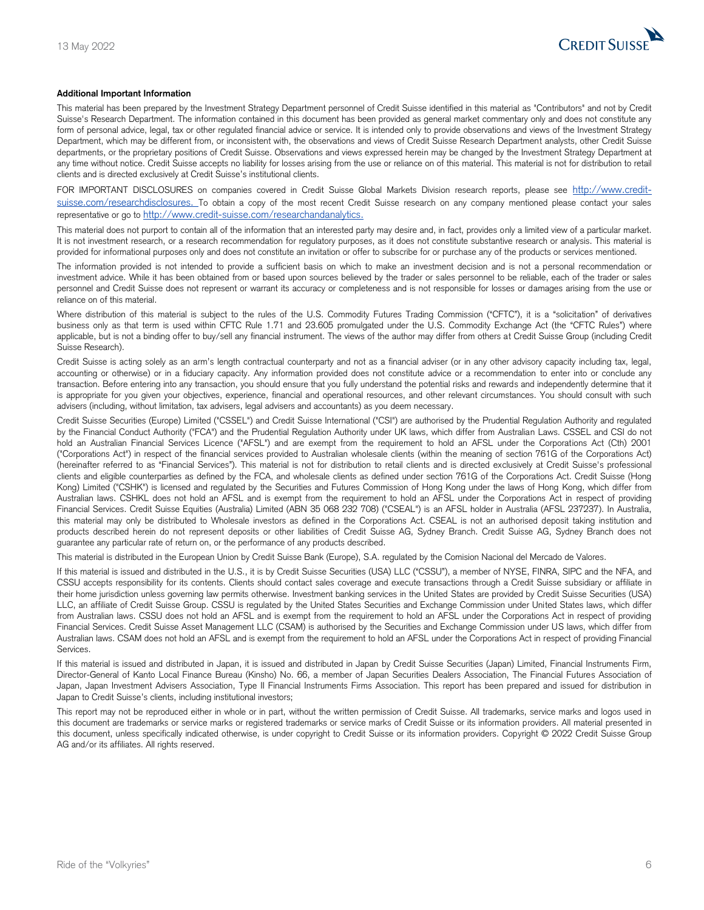**Additional Important Information**

This material has been prepared by the Investment Strategy Department personnel of Credit Suisse identified in this material as "Contributors" and not by Credit Suisse's Research Department. The information contained in this document has been provided as general market commentary only and does not constitute any form of personal advice, legal, tax or other regulated financial advice or service. It is intended only to provide observations and views of the Investment Strategy Department, which may be different from, or inconsistent with, the observations and views of Credit Suisse Research Department analysts, other Credit Suisse departments, or the proprietary positions of Credit Suisse. Observations and views expressed herein may be changed by the Investment Strategy Department at any time without notice. Credit Suisse accepts no liability for losses arising from the use or reliance on of this material. This material is not for distribution to retail clients and is directed exclusively at Credit Suisse's institutional clients.

FOR IMPORTANT DISCLOSURES on companies covered in Credit Suisse Global Markets Division research reports, please see http://www.credit-suisse.com/researchdisclosures. To obtain a copy of the most recent Credit Suisse research on any company mentioned please contact your sales representative or go to http://www.credit-suisse.com/researchandanalytics.

This material does not purport to contain all of the information that an interested party may desire and, in fact, provides only a limited view of a particular market. It is not investment research, or a research recommendation for regulatory purposes, as it does not constitute substantive research or analysis. This material is provided for informational purposes only and does not constitute an invitation or offer to subscribe for or purchase any of the products or services mentioned.

The information provided is not intended to provide a sufficient basis on which to make an investment decision and is not a personal recommendation or investment advice. While it has been obtained from or based upon sources believed by the trader or sales personnel to be reliable, each of the trader or sales personnel and Credit Suisse does not represent or warrant its accuracy or completeness and is not responsible for losses or damages arising from the use or reliance on of this material.

Where distribution of this material is subject to the rules of the U.S. Commodity Futures Trading Commission ("CFTC"), it is a "solicitation" of derivatives business only as that term is used within CFTC Rule 1.71 and 23.605 promulgated under the U.S. Commodity Exchange Act (the "CFTC Rules") where applicable, but is not a binding offer to buy/sell any financial instrument. The views of the author may differ from others at Credit Suisse Group (including Credit Suisse Research).

Credit Suisse is acting solely as an arm's length contractual counterparty and not as a financial adviser (or in any other advisory capacity including tax, legal, accounting or otherwise) or in a fiduciary capacity. Any information provided does not constitute advice or a recommendation to enter into or conclude any transaction. Before entering into any transaction, you should ensure that you fully understand the potential risks and rewards and independently determine that it is appropriate for you given your objectives, experience, financial and operational resources, and other relevant circumstances. You should consult with such advisers (including, without limitation, tax advisers, legal advisers and accountants) as you deem necessary.

Credit Suisse Securities (Europe) Limited ("CSSEL") and Credit Suisse International ("CSI") are authorised by the Prudential Regulation Authority and regulated by the Financial Conduct Authority ("FCA") and the Prudential Regulation Authority under UK laws, which differ from Australian Laws. CSSEL and CSI do not hold an Australian Financial Services Licence ("AFSL") and are exempt from the requirement to hold an AFSL under the Corporations Act (Cth) 2001 ("Corporations Act") in respect of the financial services provided to Australian wholesale clients (within the meaning of section 761G of the Corporations Act) (hereinafter referred to as "Financial Services"). This material is not for distribution to retail clients and is directed exclusively at Credit Suisse's professional clients and eligible counterparties as defined by the FCA, and wholesale clients as defined under section 761G of the Corporations Act. Credit Suisse (Hong Kong) Limited ("CSHK") is licensed and regulated by the Securities and Futures Commission of Hong Kong under the laws of Hong Kong, which differ from Australian laws. CSHKL does not hold an AFSL and is exempt from the requirement to hold an AFSL under the Corporations Act in respect of providing Financial Services. Credit Suisse Equities (Australia) Limited (ABN 35 068 232 708) ("CSEAL") is an AFSL holder in Australia (AFSL 237237). In Australia, this material may only be distributed to Wholesale investors as defined in the Corporations Act. CSEAL is not an authorised deposit taking institution and products described herein do not represent deposits or other liabilities of Credit Suisse AG, Sydney Branch. Credit Suisse AG, Sydney Branch does not guarantee any particular rate of return on, or the performance of any products described.

This material is distributed in the European Union by Credit Suisse Bank (Europe), S.A. regulated by the Comision Nacional del Mercado de Valores.

If this material is issued and distributed in the U.S., it is by Credit Suisse Securities (USA) LLC ("CSSU"), a member of NYSE, FINRA, SIPC and the NFA, and CSSU accepts responsibility for its contents. Clients should contact sales coverage and execute transactions through a Credit Suisse subsidiary or affiliate in their home jurisdiction unless governing law permits otherwise. Investment banking services in the United States are provided by Credit Suisse Securities (USA) LLC, an affiliate of Credit Suisse Group. CSSU is regulated by the United States Securities and Exchange Commission under United States laws, which differ from Australian laws. CSSU does not hold an AFSL and is exempt from the requirement to hold an AFSL under the Corporations Act in respect of providing Financial Services. Credit Suisse Asset Management LLC (CSAM) is authorised by the Securities and Exchange Commission under US laws, which differ from Australian laws. CSAM does not hold an AFSL and is exempt from the requirement to hold an AFSL under the Corporations Act in respect of providing Financial Services.

If this material is issued and distributed in Japan, it is issued and distributed in Japan by Credit Suisse Securities (Japan) Limited, Financial Instruments Firm, Director-General of Kanto Local Finance Bureau (Kinsho) No. 66, a member of Japan Securities Dealers Association, The Financial Futures Association of Japan, Japan Investment Advisers Association, Type II Financial Instruments Firms Association. This report has been prepared and issued for distribution in Japan to Credit Suisse's clients, including institutional investors;

This report may not be reproduced either in whole or in part, without the written permission of Credit Suisse. All trademarks, service marks and logos used in this document are trademarks or service marks or registered trademarks or service marks of Credit Suisse or its information providers. All material presented in this document, unless specifically indicated otherwise, is under copyright to Credit Suisse or its information providers. Copyright © 2022 Credit Suisse Group AG and/or its affiliates. All rights reserved.